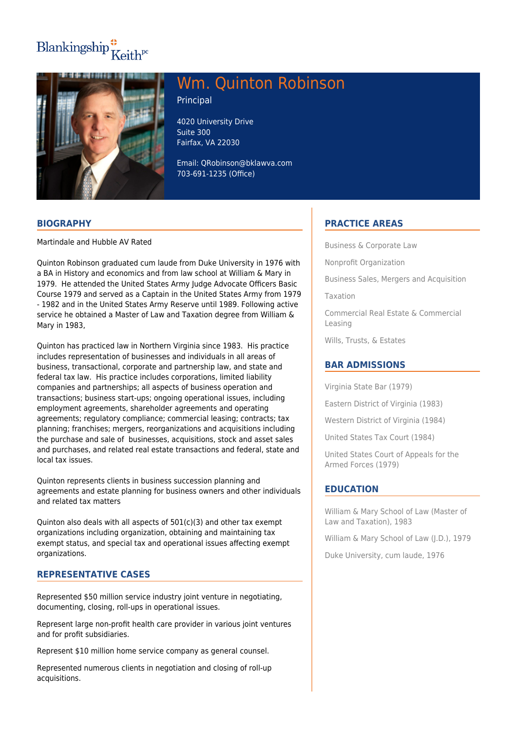Blankingship Keith pc

# Wm. Quinton Robinson

Principal

4020 University Drive
Suite 300
Fairfax, VA 22030

Email: QRobinson@bklawva.com
703-691-1235 (Office)

## BIOGRAPHY

Martindale and Hubble AV Rated

Quinton Robinson graduated cum laude from Duke University in 1976 with a BA in History and economics and from law school at William & Mary in 1979. He attended the United States Army Judge Advocate Officers Basic Course 1979 and served as a Captain in the United States Army from 1979 - 1982 and in the United States Army Reserve until 1989. Following active service he obtained a Master of Law and Taxation degree from William & Mary in 1983,

Quinton has practiced law in Northern Virginia since 1983. His practice includes representation of businesses and individuals in all areas of business, transactional, corporate and partnership law, and state and federal tax law. His practice includes corporations, limited liability companies and partnerships; all aspects of business operation and transactions; business start-ups; ongoing operational issues, including employment agreements, shareholder agreements and operating agreements; regulatory compliance; commercial leasing; contracts; tax planning; franchises; mergers, reorganizations and acquisitions including the purchase and sale of businesses, acquisitions, stock and asset sales and purchases, and related real estate transactions and federal, state and local tax issues.

Quinton represents clients in business succession planning and agreements and estate planning for business owners and other individuals and related tax matters

Quinton also deals with all aspects of 501(c)(3) and other tax exempt organizations including organization, obtaining and maintaining tax exempt status, and special tax and operational issues affecting exempt organizations.

## REPRESENTATIVE CASES

Represented $50 million service industry joint venture in negotiating, documenting, closing, roll-ups in operational issues.

Represent large non-profit health care provider in various joint ventures and for profit subsidiaries.

Represent $10 million home service company as general counsel.

Represented numerous clients in negotiation and closing of roll-up acquisitions.

## PRACTICE AREAS

Business & Corporate Law

Nonprofit Organization

Business Sales, Mergers and Acquisition

Taxation

Commercial Real Estate & Commercial Leasing

Wills, Trusts, & Estates

## BAR ADMISSIONS

Virginia State Bar (1979)

Eastern District of Virginia (1983)

Western District of Virginia (1984)

United States Tax Court (1984)

United States Court of Appeals for the Armed Forces (1979)

## EDUCATION

William & Mary School of Law (Master of Law and Taxation), 1983

William & Mary School of Law (J.D.), 1979

Duke University, cum laude, 1976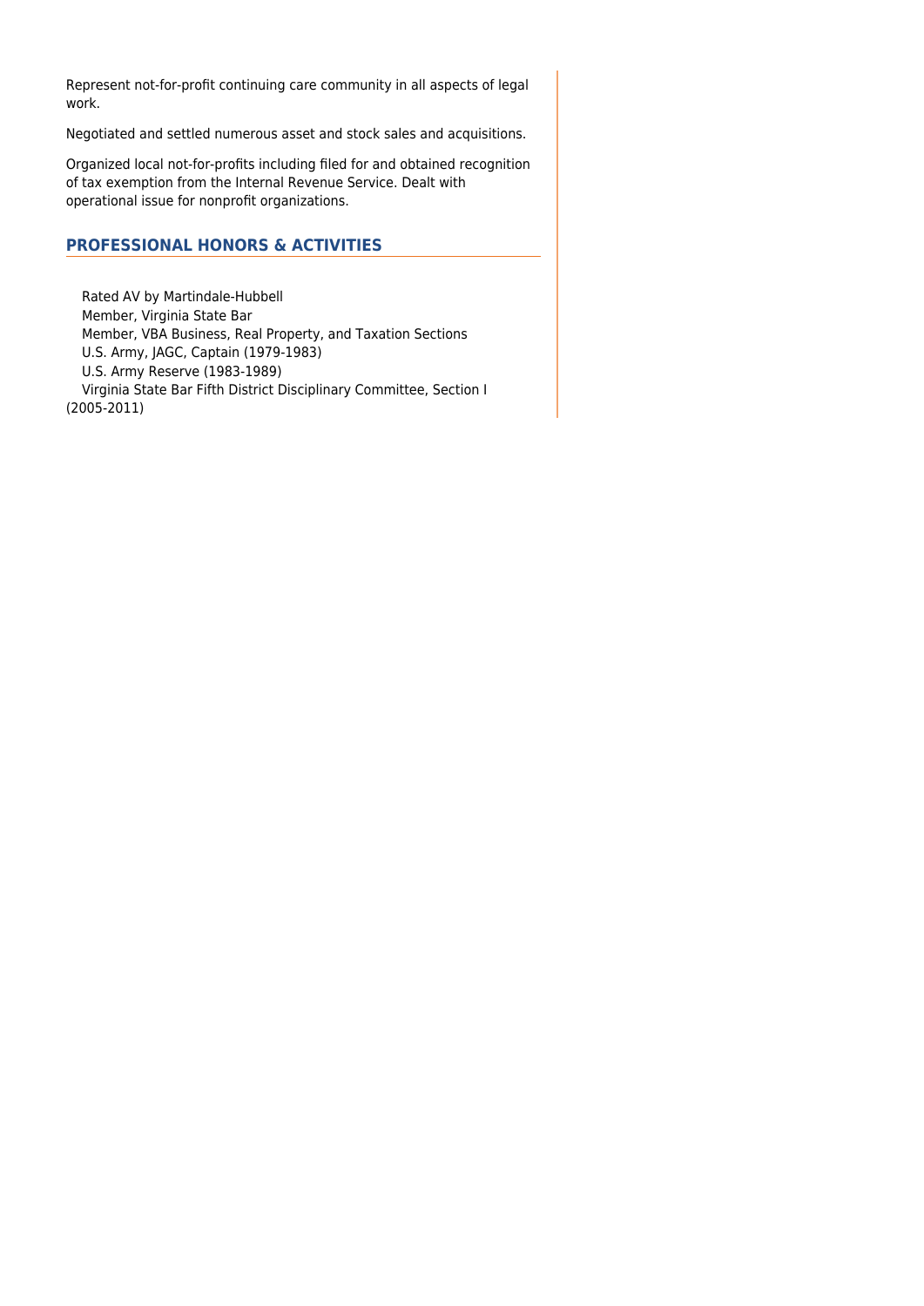Represent not-for-profit continuing care community in all aspects of legal work.

Negotiated and settled numerous asset and stock sales and acquisitions.

Organized local not-for-profits including filed for and obtained recognition of tax exemption from the Internal Revenue Service. Dealt with operational issue for nonprofit organizations.

## PROFESSIONAL HONORS & ACTIVITIES

- Rated AV by Martindale-Hubbell
- Member, Virginia State Bar
- Member, VBA Business, Real Property, and Taxation Sections
- U.S. Army, JAGC, Captain (1979-1983)
- U.S. Army Reserve (1983-1989)
- Virginia State Bar Fifth District Disciplinary Committee, Section I (2005-2011)